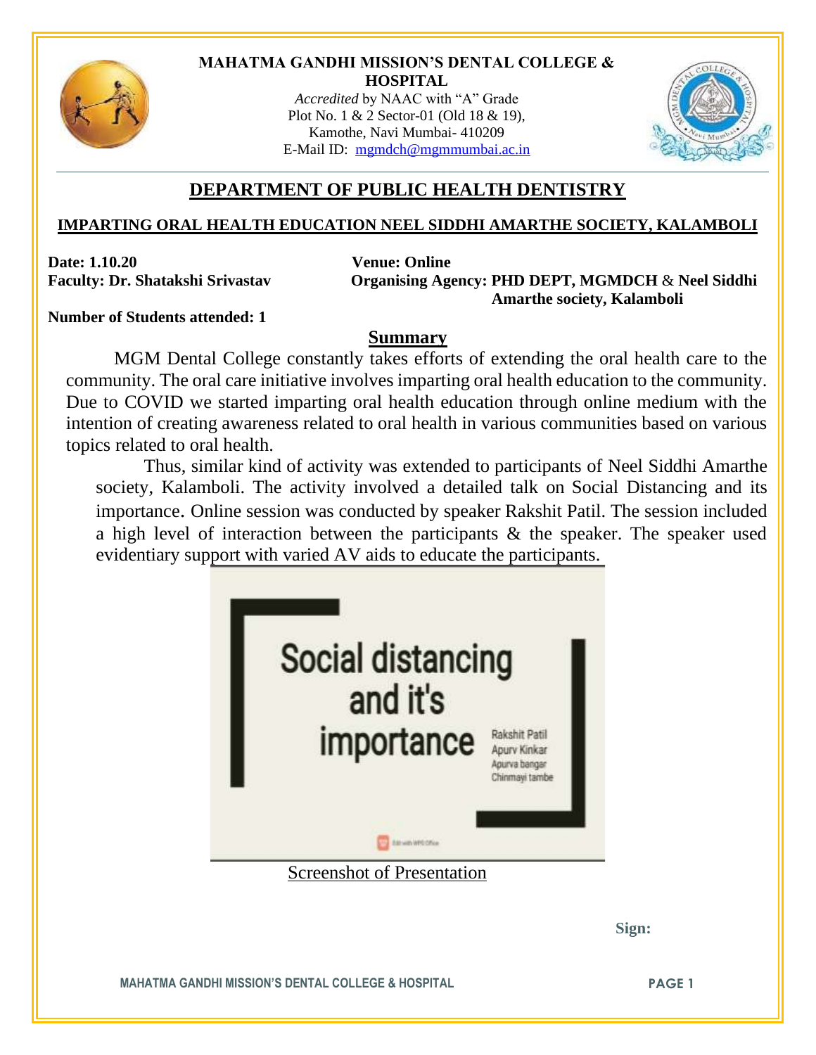**MAHATMA GANDHI MISSION'S DENTAL COLLEGE & HOSPITAL**

*Accredited* by NAAC with "A" Grade
Plot No. 1 & 2 Sector-01 (Old 18 & 19),
Kamothe, Navi Mumbai- 410209
E-Mail ID: mgmdch@mgmmumbai.ac.in

# DEPARTMENT OF PUBLIC HEALTH DENTISTRY

## IMPARTING ORAL HEALTH EDUCATION NEEL SIDDHI AMARTHE SOCIETY, KALAMBOLI

**Date: 1.10.20**
**Venue: Online**
**Faculty: Dr. Shatakshi Srivastav**
**Organising Agency: PHD DEPT, MGMDCH & Neel Siddhi Amarthe society, Kalamboli**

**Number of Students attended: 1**

### Summary

MGM Dental College constantly takes efforts of extending the oral health care to the community. The oral care initiative involves imparting oral health education to the community. Due to COVID we started imparting oral health education through online medium with the intention of creating awareness related to oral health in various communities based on various topics related to oral health.

Thus, similar kind of activity was extended to participants of Neel Siddhi Amarthe society, Kalamboli. The activity involved a detailed talk on Social Distancing and its importance. Online session was conducted by speaker Rakshit Patil. The session included a high level of interaction between the participants & the speaker. The speaker used evidentiary support with varied AV aids to educate the participants.

Social distancing and it's importance
Rakshit Patil
Apurv Kinkar
Apurva bangar
Chinmayi tambe

Screenshot of Presentation

**Sign:**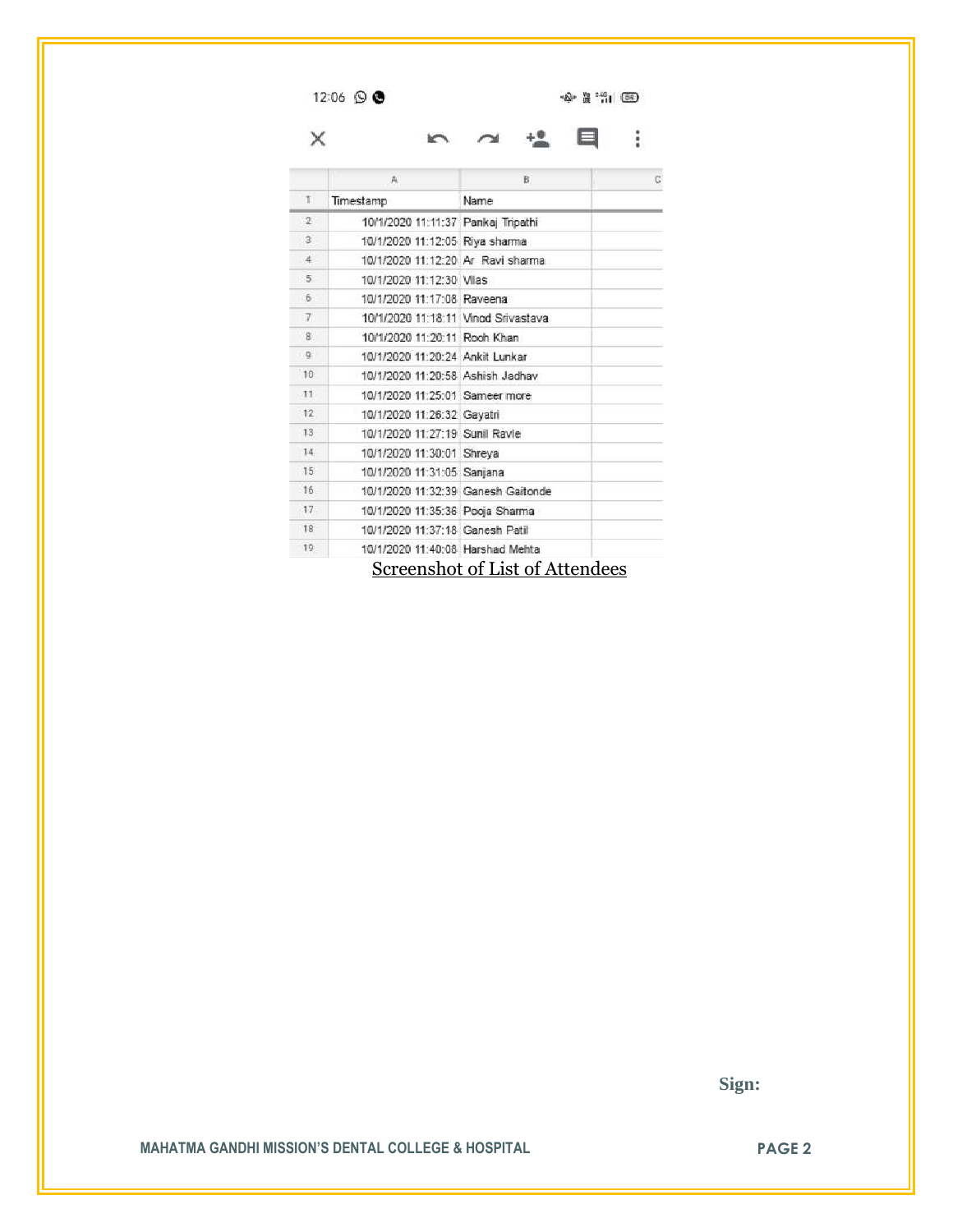| | Timestamp | Name |
|---|---|---|
| 2 | 10/1/2020 11:11:37 | Pankaj Tripathi |
| 3 | 10/1/2020 11:12:05 | Riya sharma |
| 4 | 10/1/2020 11:12:20 | Ar Ravi sharma |
| 5 | 10/1/2020 11:12:30 | Vilas |
| 6 | 10/1/2020 11:17:08 | Raveena |
| 7 | 10/1/2020 11:18:11 | Vinod Srivastava |
| 8 | 10/1/2020 11:20:11 | Rooh Khan |
| 9 | 10/1/2020 11:20:24 | Ankit Lunkar |
| 10 | 10/1/2020 11:20:58 | Ashish Jadhav |
| 11 | 10/1/2020 11:25:01 | Sameer more |
| 12 | 10/1/2020 11:26:32 | Gayatri |
| 13 | 10/1/2020 11:27:19 | Sunil Ravle |
| 14 | 10/1/2020 11:30:01 | Shreya |
| 15 | 10/1/2020 11:31:05 | Sanjana |
| 16 | 10/1/2020 11:32:39 | Ganesh Gaitonde |
| 17 | 10/1/2020 11:35:36 | Pooja Sharma |
| 18 | 10/1/2020 11:37:18 | Ganesh Patil |
| 19 | 10/1/2020 11:40:08 | Harshad Mehta |

Screenshot of List of Attendees

**Sign:**

MAHATMA GANDHI MISSION'S DENTAL COLLEGE & HOSPITAL